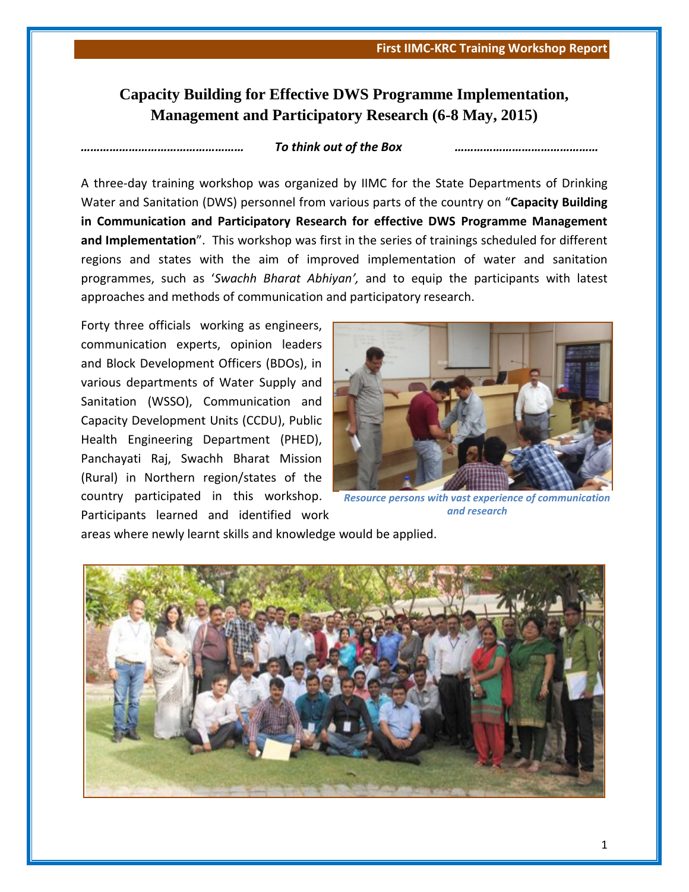# Capacity Building for Effective DWS Programme Implementation, Management and Participatory Research (6-8 May, 2015)

*…………………………………………… To think out of the Box ………………………………………*

A three-day training workshop was organized by IIMC for the State Departments of Drinking Water and Sanitation (DWS) personnel from various parts of the country on "**Capacity Building in Communication and Participatory Research for effective DWS Programme Management and Implementation**". This workshop was first in the series of trainings scheduled for different regions and states with the aim of improved implementation of water and sanitation programmes, such as '*Swachh Bharat Abhiyan',* and to equip the participants with latest approaches and methods of communication and participatory research.

Forty three officials working as engineers, communication experts, opinion leaders and Block Development Officers (BDOs), in various departments of Water Supply and Sanitation (WSSO), Communication and Capacity Development Units (CCDU), Public Health Engineering Department (PHED), Panchayati Raj, Swachh Bharat Mission (Rural) in Northern region/states of the country participated in this workshop. Participants learned and identified work areas where newly learnt skills and knowledge would be applied.

*Resource persons with vast experience of communication and research*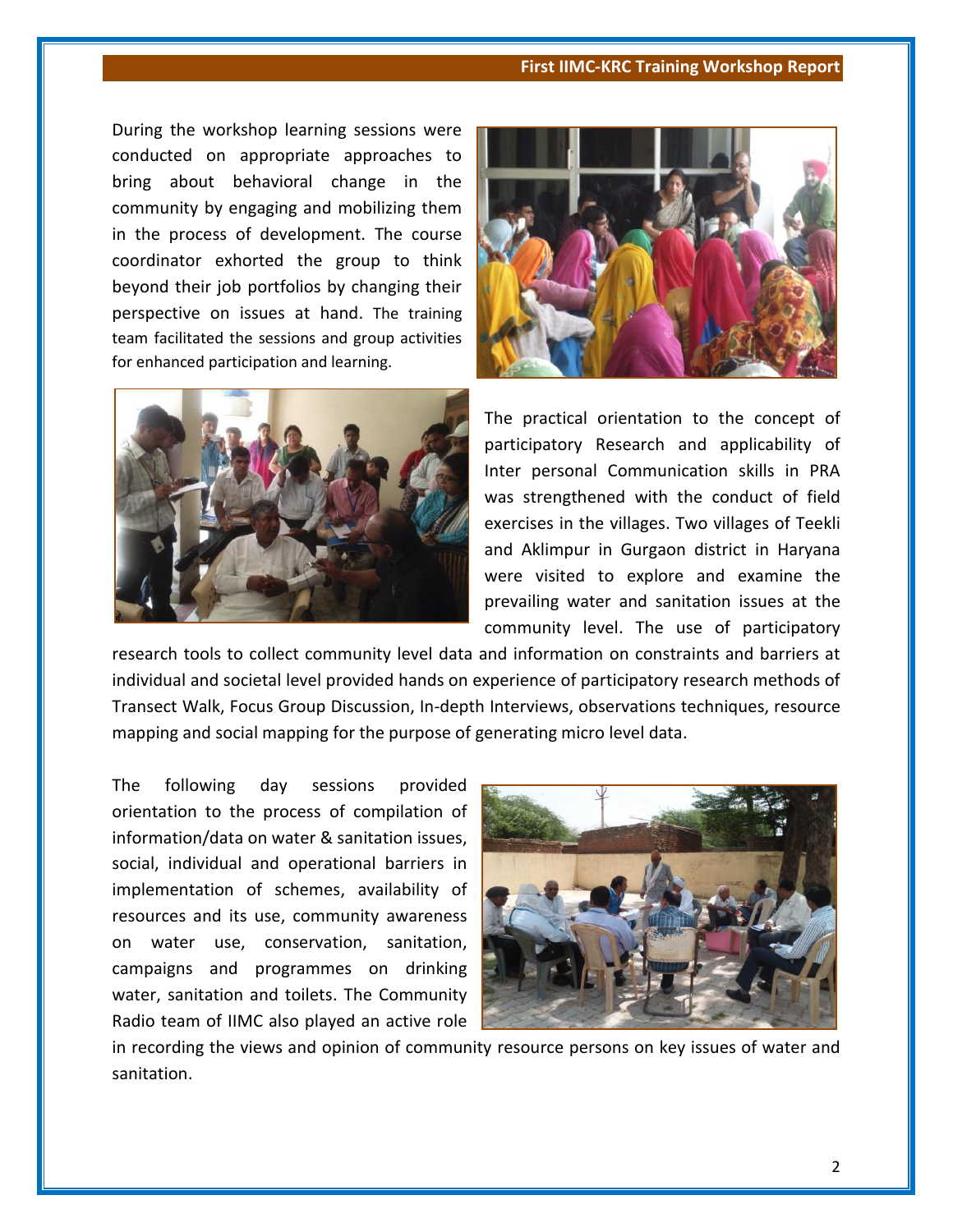During the workshop learning sessions were conducted on appropriate approaches to bring about behavioral change in the community by engaging and mobilizing them in the process of development. The course coordinator exhorted the group to think beyond their job portfolios by changing their perspective on issues at hand. The training team facilitated the sessions and group activities for enhanced participation and learning.

The practical orientation to the concept of participatory Research and applicability of Inter personal Communication skills in PRA was strengthened with the conduct of field exercises in the villages. Two villages of Teekli and Aklimpur in Gurgaon district in Haryana were visited to explore and examine the prevailing water and sanitation issues at the community level. The use of participatory research tools to collect community level data and information on constraints and barriers at individual and societal level provided hands on experience of participatory research methods of Transect Walk, Focus Group Discussion, In-depth Interviews, observations techniques, resource mapping and social mapping for the purpose of generating micro level data.

The following day sessions provided orientation to the process of compilation of information/data on water & sanitation issues, social, individual and operational barriers in implementation of schemes, availability of resources and its use, community awareness on water use, conservation, sanitation, campaigns and programmes on drinking water, sanitation and toilets. The Community Radio team of IIMC also played an active role in recording the views and opinion of community resource persons on key issues of water and sanitation.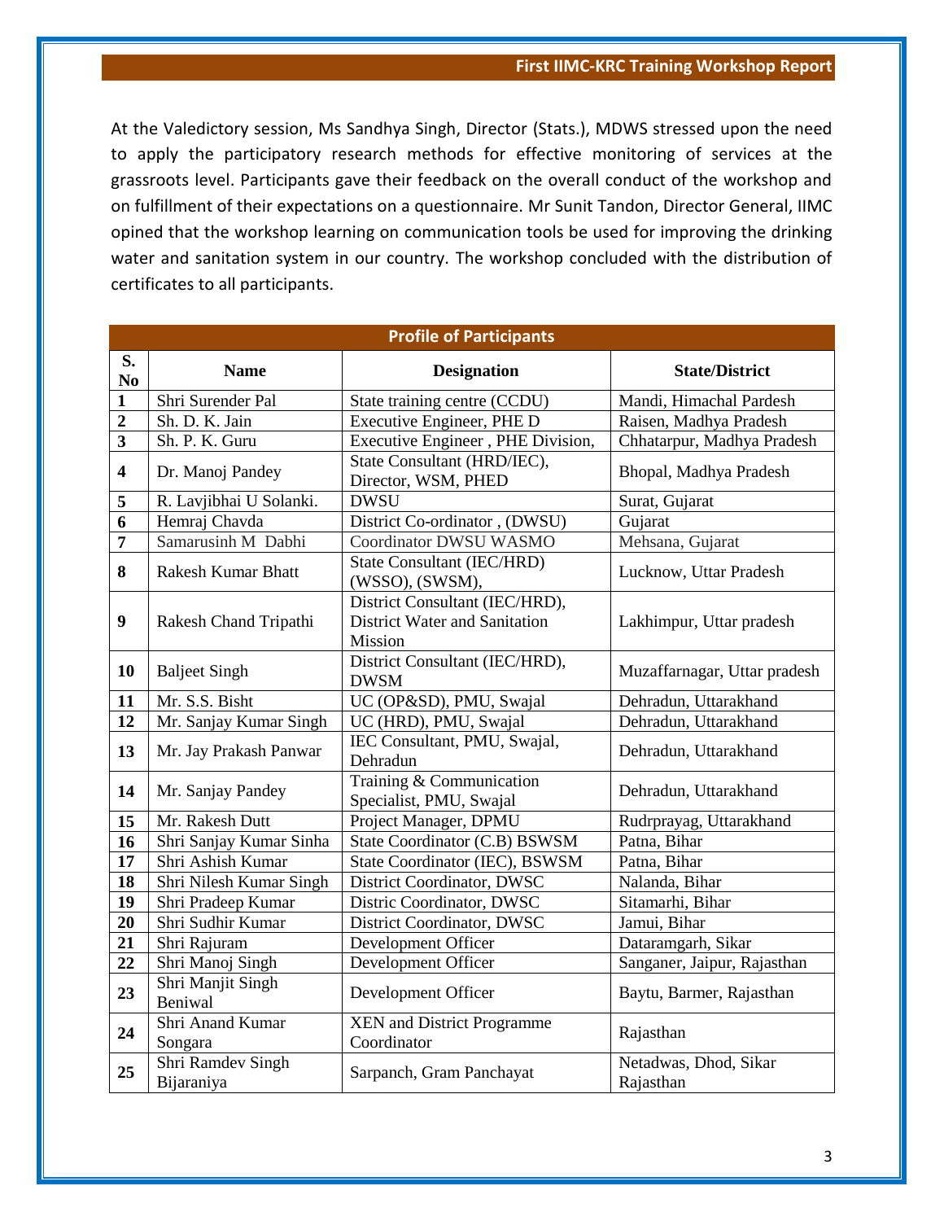At the Valedictory session, Ms Sandhya Singh, Director (Stats.), MDWS stressed upon the need to apply the participatory research methods for effective monitoring of services at the grassroots level. Participants gave their feedback on the overall conduct of the workshop and on fulfillment of their expectations on a questionnaire. Mr Sunit Tandon, Director General, IIMC opined that the workshop learning on communication tools be used for improving the drinking water and sanitation system in our country. The workshop concluded with the distribution of certificates to all participants.

**Profile of Participants**

| S. No | Name | Designation | State/District |
|---|---|---|---|
| 1 | Shri Surender Pal | State training centre (CCDU) | Mandi, Himachal Pardesh |
| 2 | Sh. D. K. Jain | Executive Engineer, PHE D | Raisen, Madhya Pradesh |
| 3 | Sh. P. K. Guru | Executive Engineer , PHE Division, | Chhatarpur, Madhya Pradesh |
| 4 | Dr. Manoj Pandey | State Consultant (HRD/IEC), Director, WSM, PHED | Bhopal, Madhya Pradesh |
| 5 | R. Lavjibhai U Solanki. | DWSU | Surat, Gujarat |
| 6 | Hemraj Chavda | District Co-ordinator , (DWSU) | Gujarat |
| 7 | Samarusinh M Dabhi | Coordinator DWSU WASMO | Mehsana, Gujarat |
| 8 | Rakesh Kumar Bhatt | State Consultant (IEC/HRD) (WSSO), (SWSM), | Lucknow, Uttar Pradesh |
| 9 | Rakesh Chand Tripathi | District Consultant (IEC/HRD), District Water and Sanitation Mission | Lakhimpur, Uttar pradesh |
| 10 | Baljeet Singh | District Consultant (IEC/HRD), DWSM | Muzaffarnagar, Uttar pradesh |
| 11 | Mr. S.S. Bisht | UC (OP&SD), PMU, Swajal | Dehradun, Uttarakhand |
| 12 | Mr. Sanjay Kumar Singh | UC (HRD), PMU, Swajal | Dehradun, Uttarakhand |
| 13 | Mr. Jay Prakash Panwar | IEC Consultant, PMU, Swajal, Dehradun | Dehradun, Uttarakhand |
| 14 | Mr. Sanjay Pandey | Training & Communication Specialist, PMU, Swajal | Dehradun, Uttarakhand |
| 15 | Mr. Rakesh Dutt | Project Manager, DPMU | Rudrprayag, Uttarakhand |
| 16 | Shri Sanjay Kumar Sinha | State Coordinator (C.B) BSWSM | Patna, Bihar |
| 17 | Shri Ashish Kumar | State Coordinator (IEC), BSWSM | Patna, Bihar |
| 18 | Shri Nilesh Kumar Singh | District Coordinator, DWSC | Nalanda, Bihar |
| 19 | Shri Pradeep Kumar | Distric Coordinator, DWSC | Sitamarhi, Bihar |
| 20 | Shri Sudhir Kumar | District Coordinator, DWSC | Jamui, Bihar |
| 21 | Shri Rajuram | Development Officer | Dataramgarh, Sikar |
| 22 | Shri Manoj Singh | Development Officer | Sanganer, Jaipur, Rajasthan |
| 23 | Shri Manjit Singh Beniwal | Development Officer | Baytu, Barmer, Rajasthan |
| 24 | Shri Anand Kumar Songara | XEN and District Programme Coordinator | Rajasthan |
| 25 | Shri Ramdev Singh Bijaraniya | Sarpanch, Gram Panchayat | Netadwas, Dhod, Sikar Rajasthan |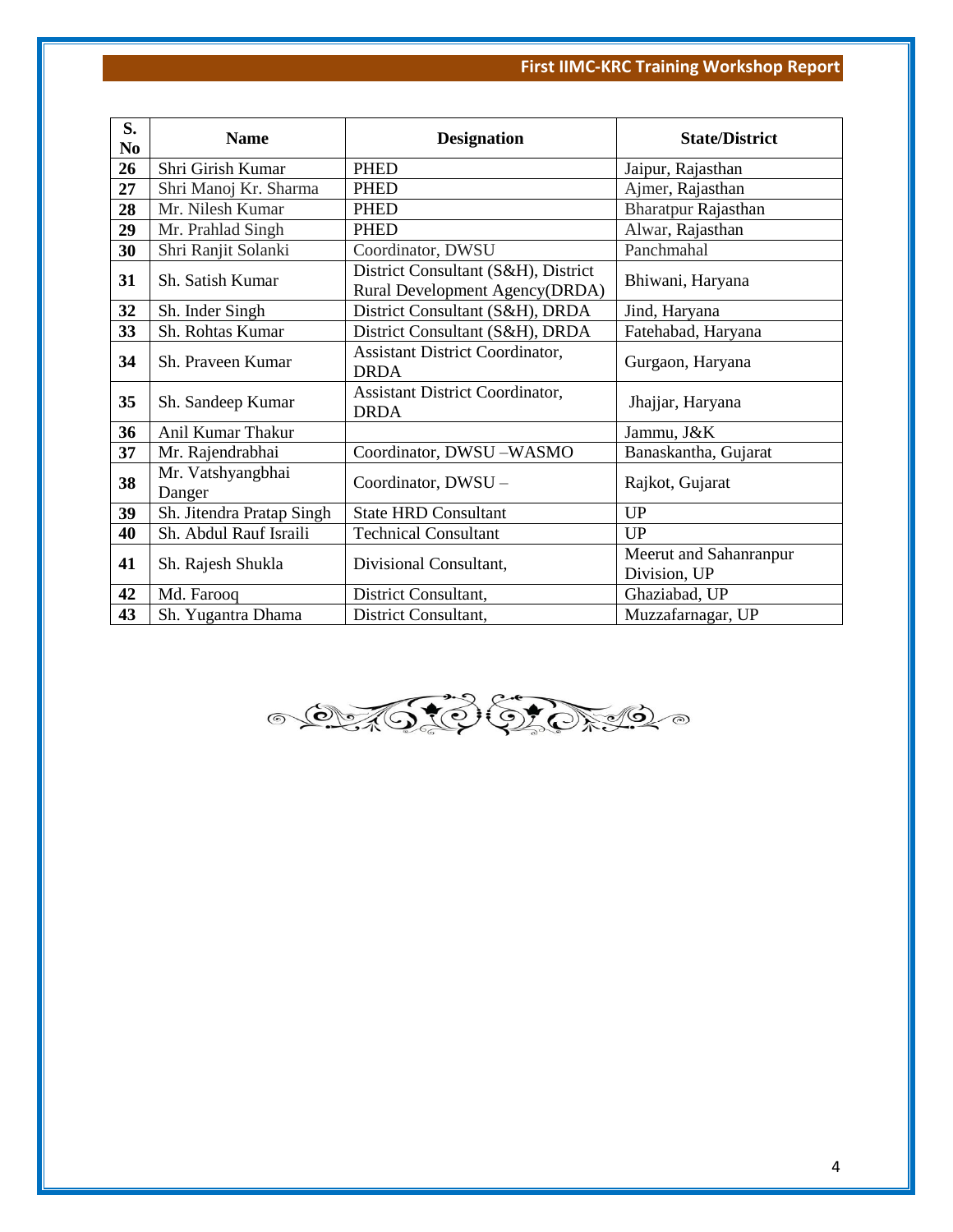| S. No | Name | Designation | State/District |
|---|---|---|---|
| 26 | Shri Girish Kumar | PHED | Jaipur, Rajasthan |
| 27 | Shri Manoj Kr. Sharma | PHED | Ajmer, Rajasthan |
| 28 | Mr. Nilesh Kumar | PHED | Bharatpur Rajasthan |
| 29 | Mr. Prahlad Singh | PHED | Alwar, Rajasthan |
| 30 | Shri Ranjit Solanki | Coordinator, DWSU | Panchmahal |
| 31 | Sh. Satish Kumar | District Consultant (S&H), District Rural Development Agency(DRDA) | Bhiwani, Haryana |
| 32 | Sh. Inder Singh | District Consultant (S&H), DRDA | Jind, Haryana |
| 33 | Sh. Rohtas Kumar | District Consultant (S&H), DRDA | Fatehabad, Haryana |
| 34 | Sh. Praveen Kumar | Assistant District Coordinator, DRDA | Gurgaon, Haryana |
| 35 | Sh. Sandeep Kumar | Assistant District Coordinator, DRDA | Jhajjar, Haryana |
| 36 | Anil Kumar Thakur | | Jammu, J&K |
| 37 | Mr. Rajendrabhai | Coordinator, DWSU –WASMO | Banaskantha, Gujarat |
| 38 | Mr. Vatshyangbhai Danger | Coordinator, DWSU – | Rajkot, Gujarat |
| 39 | Sh. Jitendra Pratap Singh | State HRD Consultant | UP |
| 40 | Sh. Abdul Rauf Israili | Technical Consultant | UP |
| 41 | Sh. Rajesh Shukla | Divisional Consultant, | Meerut and Sahanranpur Division, UP |
| 42 | Md. Farooq | District Consultant, | Ghaziabad, UP |
| 43 | Sh. Yugantra Dhama | District Consultant, | Muzzafarnagar, UP |